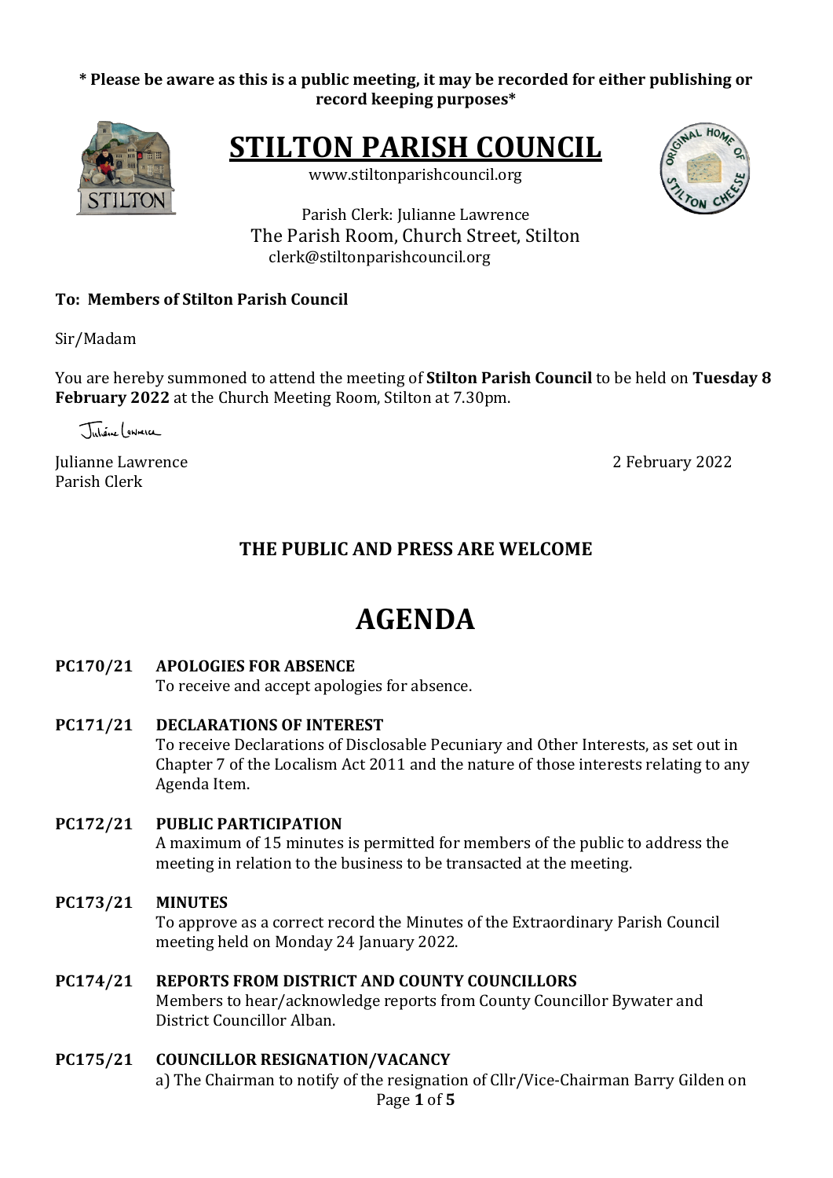**\* Please be aware as this is a public meeting, it may be recorded for either publishing or record keeping purposes\***

# STILTON PARISH COUNCIL

www.stiltonparishcouncil.org

Parish Clerk: Julianne Lawrence
The Parish Room, Church Street, Stilton
clerk@stiltonparishcouncil.org

**To: Members of Stilton Parish Council**

Sir/Madam

You are hereby summoned to attend the meeting of **Stilton Parish Council** to be held on **Tuesday 8 February 2022** at the Church Meeting Room, Stilton at 7.30pm.

Julianne Lawrence
Parish Clerk

2 February 2022

## THE PUBLIC AND PRESS ARE WELCOME

# AGENDA

**PC170/21 APOLOGIES FOR ABSENCE**
To receive and accept apologies for absence.

**PC171/21 DECLARATIONS OF INTEREST**
To receive Declarations of Disclosable Pecuniary and Other Interests, as set out in Chapter 7 of the Localism Act 2011 and the nature of those interests relating to any Agenda Item.

**PC172/21 PUBLIC PARTICIPATION**
A maximum of 15 minutes is permitted for members of the public to address the meeting in relation to the business to be transacted at the meeting.

**PC173/21 MINUTES**
To approve as a correct record the Minutes of the Extraordinary Parish Council meeting held on Monday 24 January 2022.

**PC174/21 REPORTS FROM DISTRICT AND COUNTY COUNCILLORS**
Members to hear/acknowledge reports from County Councillor Bywater and District Councillor Alban.

**PC175/21 COUNCILLOR RESIGNATION/VACANCY**
a) The Chairman to notify of the resignation of Cllr/Vice-Chairman Barry Gilden on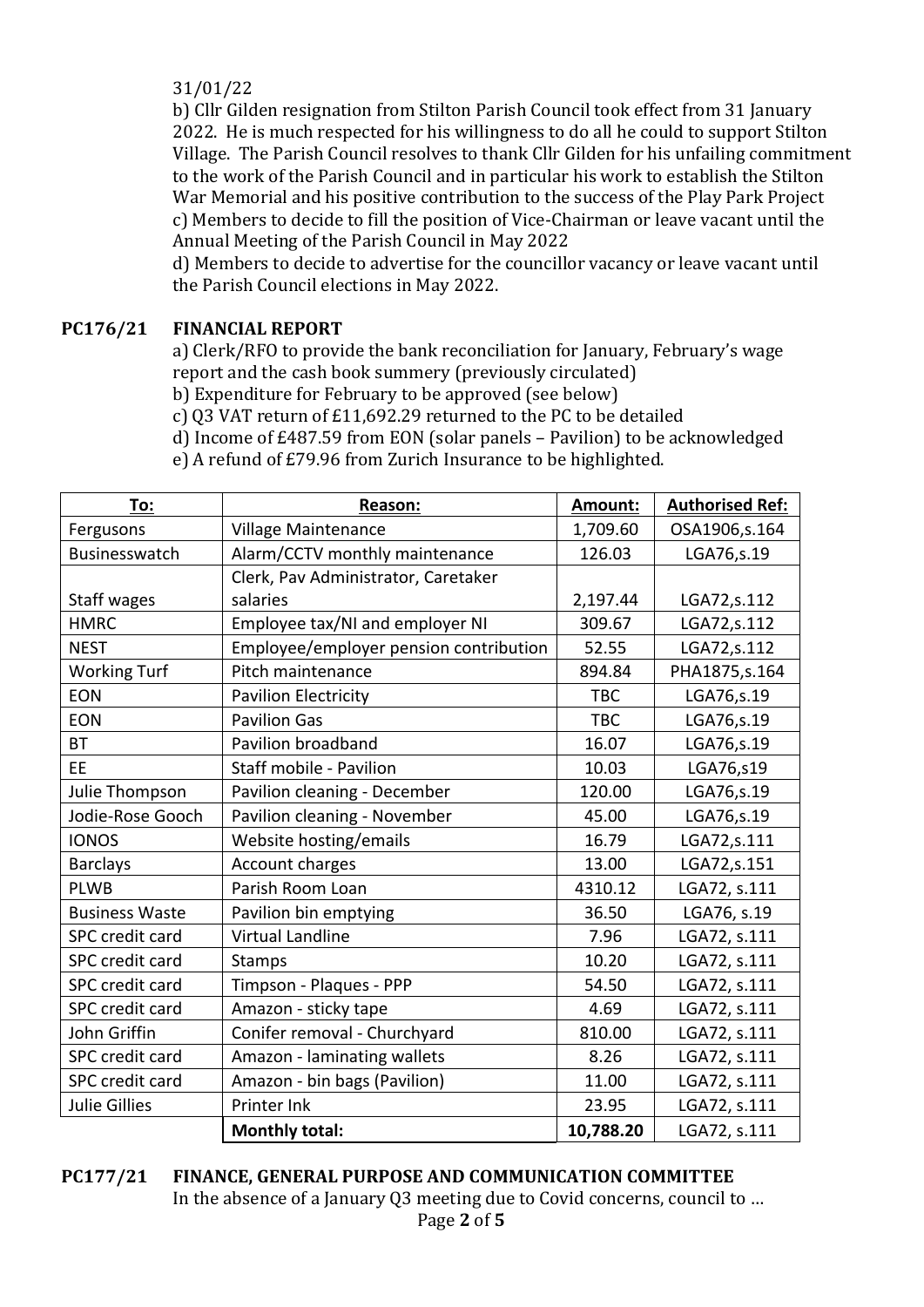31/01/22

b) Cllr Gilden resignation from Stilton Parish Council took effect from 31 January 2022. He is much respected for his willingness to do all he could to support Stilton Village. The Parish Council resolves to thank Cllr Gilden for his unfailing commitment to the work of the Parish Council and in particular his work to establish the Stilton War Memorial and his positive contribution to the success of the Play Park Project
c) Members to decide to fill the position of Vice-Chairman or leave vacant until the Annual Meeting of the Parish Council in May 2022
d) Members to decide to advertise for the councillor vacancy or leave vacant until the Parish Council elections in May 2022.

**PC176/21 FINANCIAL REPORT**

a) Clerk/RFO to provide the bank reconciliation for January, February's wage report and the cash book summery (previously circulated)
b) Expenditure for February to be approved (see below)
c) Q3 VAT return of £11,692.29 returned to the PC to be detailed
d) Income of £487.59 from EON (solar panels – Pavilion) to be acknowledged
e) A refund of £79.96 from Zurich Insurance to be highlighted.

| To: | Reason: | Amount: | Authorised Ref: |
|---|---|---|---|
| Fergusons | Village Maintenance | 1,709.60 | OSA1906,s.164 |
| Businesswatch | Alarm/CCTV monthly maintenance | 126.03 | LGA76,s.19 |
| Staff wages | Clerk, Pav Administrator, Caretaker salaries | 2,197.44 | LGA72,s.112 |
| HMRC | Employee tax/NI and employer NI | 309.67 | LGA72,s.112 |
| NEST | Employee/employer pension contribution | 52.55 | LGA72,s.112 |
| Working Turf | Pitch maintenance | 894.84 | PHA1875,s.164 |
| EON | Pavilion Electricity | TBC | LGA76,s.19 |
| EON | Pavilion Gas | TBC | LGA76,s.19 |
| BT | Pavilion broadband | 16.07 | LGA76,s.19 |
| EE | Staff mobile - Pavilion | 10.03 | LGA76,s19 |
| Julie Thompson | Pavilion cleaning - December | 120.00 | LGA76,s.19 |
| Jodie-Rose Gooch | Pavilion cleaning - November | 45.00 | LGA76,s.19 |
| IONOS | Website hosting/emails | 16.79 | LGA72,s.111 |
| Barclays | Account charges | 13.00 | LGA72,s.151 |
| PLWB | Parish Room Loan | 4310.12 | LGA72, s.111 |
| Business Waste | Pavilion bin emptying | 36.50 | LGA76, s.19 |
| SPC credit card | Virtual Landline | 7.96 | LGA72, s.111 |
| SPC credit card | Stamps | 10.20 | LGA72, s.111 |
| SPC credit card | Timpson - Plaques - PPP | 54.50 | LGA72, s.111 |
| SPC credit card | Amazon - sticky tape | 4.69 | LGA72, s.111 |
| John Griffin | Conifer removal - Churchyard | 810.00 | LGA72, s.111 |
| SPC credit card | Amazon - laminating wallets | 8.26 | LGA72, s.111 |
| SPC credit card | Amazon - bin bags (Pavilion) | 11.00 | LGA72, s.111 |
| Julie Gillies | Printer Ink | 23.95 | LGA72, s.111 |
| | **Monthly total:** | **10,788.20** | LGA72, s.111 |

**PC177/21 FINANCE, GENERAL PURPOSE AND COMMUNICATION COMMITTEE**

In the absence of a January Q3 meeting due to Covid concerns, council to …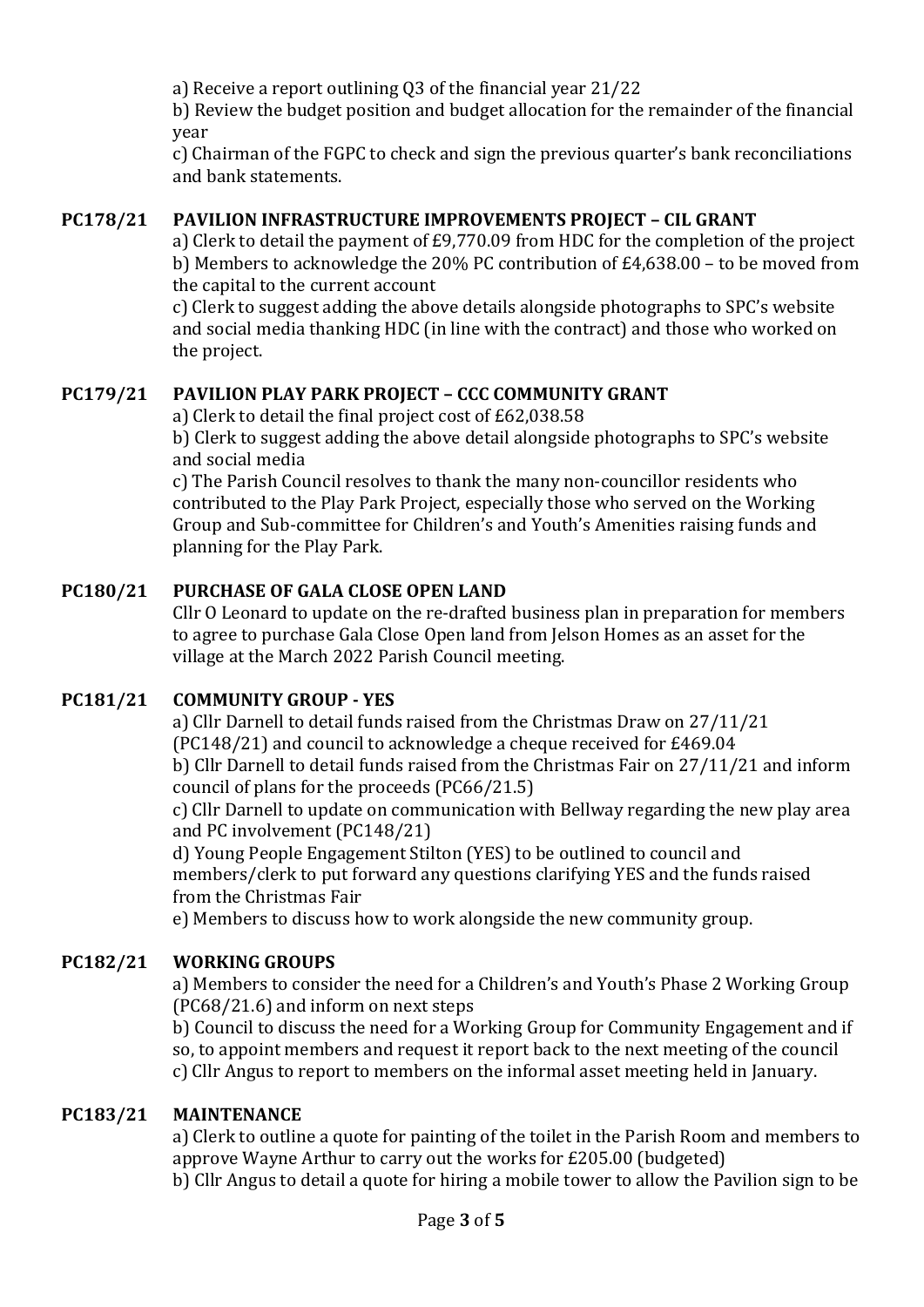a) Receive a report outlining Q3 of the financial year 21/22

b) Review the budget position and budget allocation for the remainder of the financial year

c) Chairman of the FGPC to check and sign the previous quarter's bank reconciliations and bank statements.

**PC178/21 PAVILION INFRASTRUCTURE IMPROVEMENTS PROJECT – CIL GRANT**

a) Clerk to detail the payment of £9,770.09 from HDC for the completion of the project

b) Members to acknowledge the 20% PC contribution of £4,638.00 – to be moved from the capital to the current account

c) Clerk to suggest adding the above details alongside photographs to SPC's website and social media thanking HDC (in line with the contract) and those who worked on the project.

**PC179/21 PAVILION PLAY PARK PROJECT – CCC COMMUNITY GRANT**

a) Clerk to detail the final project cost of £62,038.58

b) Clerk to suggest adding the above detail alongside photographs to SPC's website and social media

c) The Parish Council resolves to thank the many non-councillor residents who contributed to the Play Park Project, especially those who served on the Working Group and Sub-committee for Children's and Youth's Amenities raising funds and planning for the Play Park.

**PC180/21 PURCHASE OF GALA CLOSE OPEN LAND**

Cllr O Leonard to update on the re-drafted business plan in preparation for members to agree to purchase Gala Close Open land from Jelson Homes as an asset for the village at the March 2022 Parish Council meeting.

**PC181/21 COMMUNITY GROUP - YES**

a) Cllr Darnell to detail funds raised from the Christmas Draw on 27/11/21 (PC148/21) and council to acknowledge a cheque received for £469.04

b) Cllr Darnell to detail funds raised from the Christmas Fair on 27/11/21 and inform council of plans for the proceeds (PC66/21.5)

c) Cllr Darnell to update on communication with Bellway regarding the new play area and PC involvement (PC148/21)

d) Young People Engagement Stilton (YES) to be outlined to council and members/clerk to put forward any questions clarifying YES and the funds raised from the Christmas Fair

e) Members to discuss how to work alongside the new community group.

**PC182/21 WORKING GROUPS**

a) Members to consider the need for a Children's and Youth's Phase 2 Working Group (PC68/21.6) and inform on next steps

b) Council to discuss the need for a Working Group for Community Engagement and if so, to appoint members and request it report back to the next meeting of the council

c) Cllr Angus to report to members on the informal asset meeting held in January.

**PC183/21 MAINTENANCE**

a) Clerk to outline a quote for painting of the toilet in the Parish Room and members to approve Wayne Arthur to carry out the works for £205.00 (budgeted)

b) Cllr Angus to detail a quote for hiring a mobile tower to allow the Pavilion sign to be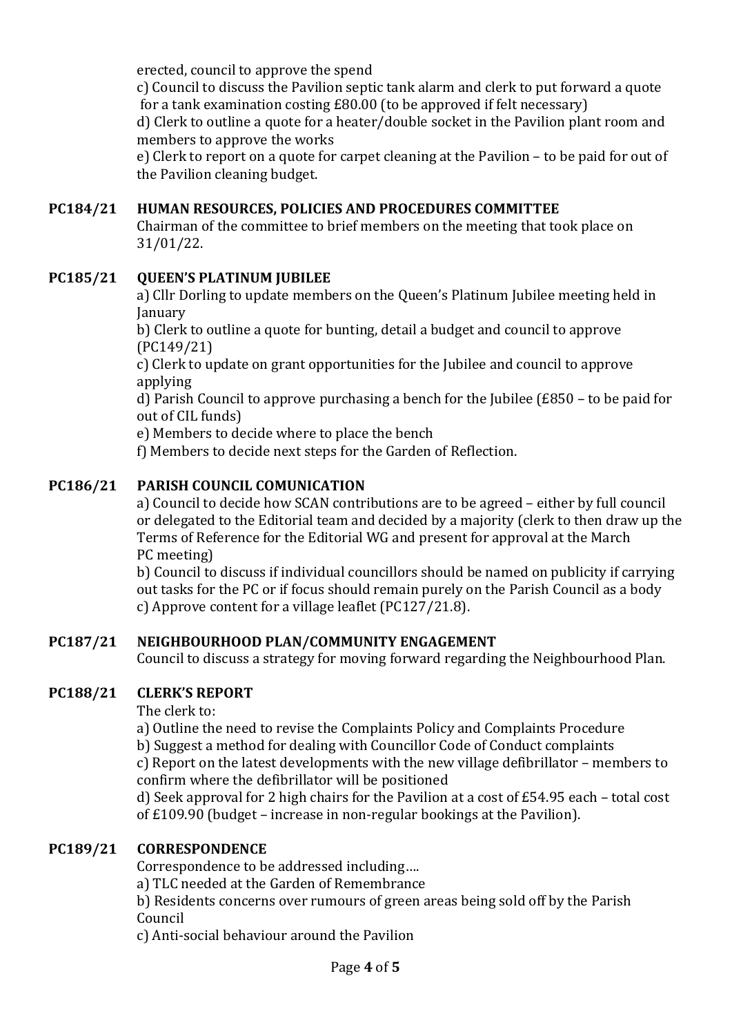erected, council to approve the spend

c) Council to discuss the Pavilion septic tank alarm and clerk to put forward a quote for a tank examination costing £80.00 (to be approved if felt necessary)

d) Clerk to outline a quote for a heater/double socket in the Pavilion plant room and members to approve the works

e) Clerk to report on a quote for carpet cleaning at the Pavilion – to be paid for out of the Pavilion cleaning budget.

**PC184/21 HUMAN RESOURCES, POLICIES AND PROCEDURES COMMITTEE**

Chairman of the committee to brief members on the meeting that took place on 31/01/22.

**PC185/21 QUEEN'S PLATINUM JUBILEE**

a) Cllr Dorling to update members on the Queen's Platinum Jubilee meeting held in January

b) Clerk to outline a quote for bunting, detail a budget and council to approve (PC149/21)

c) Clerk to update on grant opportunities for the Jubilee and council to approve applying

d) Parish Council to approve purchasing a bench for the Jubilee (£850 – to be paid for out of CIL funds)

e) Members to decide where to place the bench

f) Members to decide next steps for the Garden of Reflection.

**PC186/21 PARISH COUNCIL COMUNICATION**

a) Council to decide how SCAN contributions are to be agreed – either by full council or delegated to the Editorial team and decided by a majority (clerk to then draw up the Terms of Reference for the Editorial WG and present for approval at the March PC meeting)

b) Council to discuss if individual councillors should be named on publicity if carrying out tasks for the PC or if focus should remain purely on the Parish Council as a body

c) Approve content for a village leaflet (PC127/21.8).

**PC187/21 NEIGHBOURHOOD PLAN/COMMUNITY ENGAGEMENT**

Council to discuss a strategy for moving forward regarding the Neighbourhood Plan.

**PC188/21 CLERK'S REPORT**

The clerk to:

a) Outline the need to revise the Complaints Policy and Complaints Procedure

b) Suggest a method for dealing with Councillor Code of Conduct complaints

c) Report on the latest developments with the new village defibrillator – members to confirm where the defibrillator will be positioned

d) Seek approval for 2 high chairs for the Pavilion at a cost of £54.95 each – total cost of £109.90 (budget – increase in non-regular bookings at the Pavilion).

**PC189/21 CORRESPONDENCE**

Correspondence to be addressed including….

a) TLC needed at the Garden of Remembrance

b) Residents concerns over rumours of green areas being sold off by the Parish Council

c) Anti-social behaviour around the Pavilion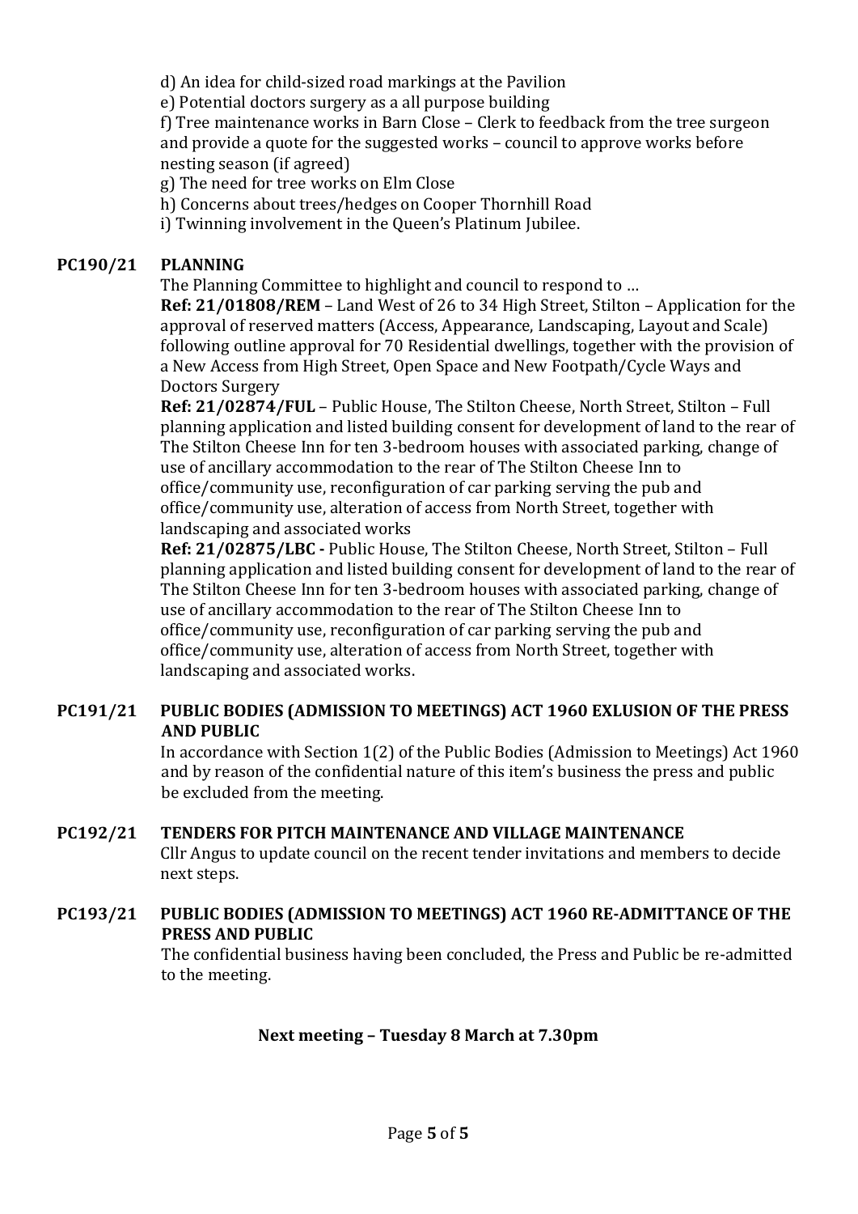d) An idea for child-sized road markings at the Pavilion
e) Potential doctors surgery as a all purpose building
f) Tree maintenance works in Barn Close – Clerk to feedback from the tree surgeon and provide a quote for the suggested works – council to approve works before nesting season (if agreed)
g) The need for tree works on Elm Close
h) Concerns about trees/hedges on Cooper Thornhill Road
i) Twinning involvement in the Queen's Platinum Jubilee.

**PC190/21 PLANNING**

The Planning Committee to highlight and council to respond to …

**Ref: 21/01808/REM** – Land West of 26 to 34 High Street, Stilton – Application for the approval of reserved matters (Access, Appearance, Landscaping, Layout and Scale) following outline approval for 70 Residential dwellings, together with the provision of a New Access from High Street, Open Space and New Footpath/Cycle Ways and Doctors Surgery

**Ref: 21/02874/FUL** – Public House, The Stilton Cheese, North Street, Stilton – Full planning application and listed building consent for development of land to the rear of The Stilton Cheese Inn for ten 3-bedroom houses with associated parking, change of use of ancillary accommodation to the rear of The Stilton Cheese Inn to office/community use, reconfiguration of car parking serving the pub and office/community use, alteration of access from North Street, together with landscaping and associated works

**Ref: 21/02875/LBC -** Public House, The Stilton Cheese, North Street, Stilton – Full planning application and listed building consent for development of land to the rear of The Stilton Cheese Inn for ten 3-bedroom houses with associated parking, change of use of ancillary accommodation to the rear of The Stilton Cheese Inn to office/community use, reconfiguration of car parking serving the pub and office/community use, alteration of access from North Street, together with landscaping and associated works.

**PC191/21 PUBLIC BODIES (ADMISSION TO MEETINGS) ACT 1960 EXLUSION OF THE PRESS AND PUBLIC**

In accordance with Section 1(2) of the Public Bodies (Admission to Meetings) Act 1960 and by reason of the confidential nature of this item's business the press and public be excluded from the meeting.

**PC192/21 TENDERS FOR PITCH MAINTENANCE AND VILLAGE MAINTENANCE**

Cllr Angus to update council on the recent tender invitations and members to decide next steps.

**PC193/21 PUBLIC BODIES (ADMISSION TO MEETINGS) ACT 1960 RE-ADMITTANCE OF THE PRESS AND PUBLIC**

The confidential business having been concluded, the Press and Public be re-admitted to the meeting.

**Next meeting – Tuesday 8 March at 7.30pm**